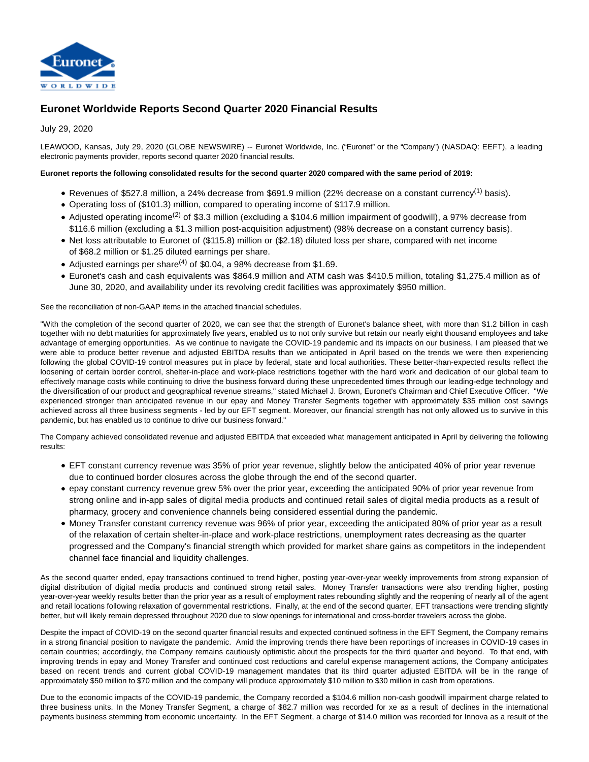# Euronet Worldwide Reports Second Quarter 2020 Financial Results

July 29, 2020

LEAWOOD, Kansas, July 29, 2020 (GLOBE NEWSWIRE) -- Euronet Worldwide, Inc. ("Euronet" or the "Company") (NASDAQ: EEFT), a leading electronic payments provider, reports second quarter 2020 financial results.

**Euronet reports the following consolidated results for the second quarter 2020 compared with the same period of 2019:**

- Revenues of $527.8 million, a 24% decrease from $691.9 million (22% decrease on a constant currency(1) basis).
- Operating loss of ($101.3) million, compared to operating income of $117.9 million.
- Adjusted operating income(2) of $3.3 million (excluding a $104.6 million impairment of goodwill), a 97% decrease from $116.6 million (excluding a $1.3 million post-acquisition adjustment) (98% decrease on a constant currency basis).
- Net loss attributable to Euronet of ($115.8) million or ($2.18) diluted loss per share, compared with net income of $68.2 million or $1.25 diluted earnings per share.
- Adjusted earnings per share(4) of $0.04, a 98% decrease from $1.69.
- Euronet's cash and cash equivalents was $864.9 million and ATM cash was $410.5 million, totaling $1,275.4 million as of June 30, 2020, and availability under its revolving credit facilities was approximately $950 million.

See the reconciliation of non-GAAP items in the attached financial schedules.

"With the completion of the second quarter of 2020, we can see that the strength of Euronet's balance sheet, with more than $1.2 billion in cash together with no debt maturities for approximately five years, enabled us to not only survive but retain our nearly eight thousand employees and take advantage of emerging opportunities. As we continue to navigate the COVID-19 pandemic and its impacts on our business, I am pleased that we were able to produce better revenue and adjusted EBITDA results than we anticipated in April based on the trends we were then experiencing following the global COVID-19 control measures put in place by federal, state and local authorities. These better-than-expected results reflect the loosening of certain border control, shelter-in-place and work-place restrictions together with the hard work and dedication of our global team to effectively manage costs while continuing to drive the business forward during these unprecedented times through our leading-edge technology and the diversification of our product and geographical revenue streams," stated Michael J. Brown, Euronet's Chairman and Chief Executive Officer. "We experienced stronger than anticipated revenue in our epay and Money Transfer Segments together with approximately $35 million cost savings achieved across all three business segments - led by our EFT segment. Moreover, our financial strength has not only allowed us to survive in this pandemic, but has enabled us to continue to drive our business forward."

The Company achieved consolidated revenue and adjusted EBITDA that exceeded what management anticipated in April by delivering the following results:

- EFT constant currency revenue was 35% of prior year revenue, slightly below the anticipated 40% of prior year revenue due to continued border closures across the globe through the end of the second quarter.
- epay constant currency revenue grew 5% over the prior year, exceeding the anticipated 90% of prior year revenue from strong online and in-app sales of digital media products and continued retail sales of digital media products as a result of pharmacy, grocery and convenience channels being considered essential during the pandemic.
- Money Transfer constant currency revenue was 96% of prior year, exceeding the anticipated 80% of prior year as a result of the relaxation of certain shelter-in-place and work-place restrictions, unemployment rates decreasing as the quarter progressed and the Company's financial strength which provided for market share gains as competitors in the independent channel face financial and liquidity challenges.

As the second quarter ended, epay transactions continued to trend higher, posting year-over-year weekly improvements from strong expansion of digital distribution of digital media products and continued strong retail sales. Money Transfer transactions were also trending higher, posting year-over-year weekly results better than the prior year as a result of employment rates rebounding slightly and the reopening of nearly all of the agent and retail locations following relaxation of governmental restrictions. Finally, at the end of the second quarter, EFT transactions were trending slightly better, but will likely remain depressed throughout 2020 due to slow openings for international and cross-border travelers across the globe.

Despite the impact of COVID-19 on the second quarter financial results and expected continued softness in the EFT Segment, the Company remains in a strong financial position to navigate the pandemic. Amid the improving trends there have been reportings of increases in COVID-19 cases in certain countries; accordingly, the Company remains cautiously optimistic about the prospects for the third quarter and beyond. To that end, with improving trends in epay and Money Transfer and continued cost reductions and careful expense management actions, the Company anticipates based on recent trends and current global COVID-19 management mandates that its third quarter adjusted EBITDA will be in the range of approximately $50 million to $70 million and the company will produce approximately $10 million to $30 million in cash from operations.

Due to the economic impacts of the COVID-19 pandemic, the Company recorded a $104.6 million non-cash goodwill impairment charge related to three business units. In the Money Transfer Segment, a charge of $82.7 million was recorded for xe as a result of declines in the international payments business stemming from economic uncertainty. In the EFT Segment, a charge of $14.0 million was recorded for Innova as a result of the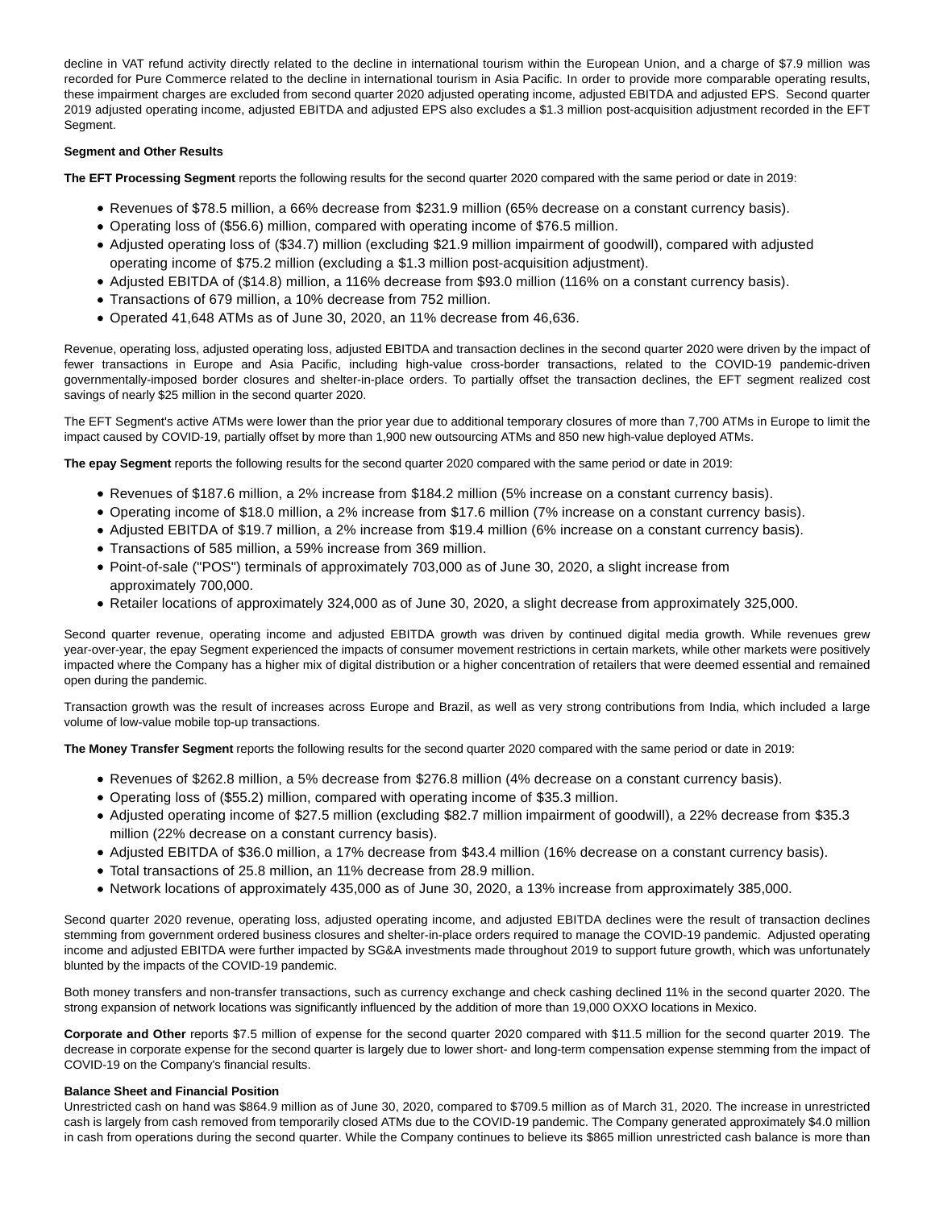decline in VAT refund activity directly related to the decline in international tourism within the European Union, and a charge of $7.9 million was recorded for Pure Commerce related to the decline in international tourism in Asia Pacific. In order to provide more comparable operating results, these impairment charges are excluded from second quarter 2020 adjusted operating income, adjusted EBITDA and adjusted EPS. Second quarter 2019 adjusted operating income, adjusted EBITDA and adjusted EPS also excludes a $1.3 million post-acquisition adjustment recorded in the EFT Segment.

**Segment and Other Results**

**The EFT Processing Segment** reports the following results for the second quarter 2020 compared with the same period or date in 2019:

- Revenues of $78.5 million, a 66% decrease from $231.9 million (65% decrease on a constant currency basis).
- Operating loss of ($56.6) million, compared with operating income of $76.5 million.
- Adjusted operating loss of ($34.7) million (excluding $21.9 million impairment of goodwill), compared with adjusted operating income of $75.2 million (excluding a $1.3 million post-acquisition adjustment).
- Adjusted EBITDA of ($14.8) million, a 116% decrease from $93.0 million (116% on a constant currency basis).
- Transactions of 679 million, a 10% decrease from 752 million.
- Operated 41,648 ATMs as of June 30, 2020, an 11% decrease from 46,636.

Revenue, operating loss, adjusted operating loss, adjusted EBITDA and transaction declines in the second quarter 2020 were driven by the impact of fewer transactions in Europe and Asia Pacific, including high-value cross-border transactions, related to the COVID-19 pandemic-driven governmentally-imposed border closures and shelter-in-place orders. To partially offset the transaction declines, the EFT segment realized cost savings of nearly $25 million in the second quarter 2020.

The EFT Segment's active ATMs were lower than the prior year due to additional temporary closures of more than 7,700 ATMs in Europe to limit the impact caused by COVID-19, partially offset by more than 1,900 new outsourcing ATMs and 850 new high-value deployed ATMs.

**The epay Segment** reports the following results for the second quarter 2020 compared with the same period or date in 2019:

- Revenues of $187.6 million, a 2% increase from $184.2 million (5% increase on a constant currency basis).
- Operating income of $18.0 million, a 2% increase from $17.6 million (7% increase on a constant currency basis).
- Adjusted EBITDA of $19.7 million, a 2% increase from $19.4 million (6% increase on a constant currency basis).
- Transactions of 585 million, a 59% increase from 369 million.
- Point-of-sale ("POS") terminals of approximately 703,000 as of June 30, 2020, a slight increase from approximately 700,000.
- Retailer locations of approximately 324,000 as of June 30, 2020, a slight decrease from approximately 325,000.

Second quarter revenue, operating income and adjusted EBITDA growth was driven by continued digital media growth. While revenues grew year-over-year, the epay Segment experienced the impacts of consumer movement restrictions in certain markets, while other markets were positively impacted where the Company has a higher mix of digital distribution or a higher concentration of retailers that were deemed essential and remained open during the pandemic.

Transaction growth was the result of increases across Europe and Brazil, as well as very strong contributions from India, which included a large volume of low-value mobile top-up transactions.

**The Money Transfer Segment** reports the following results for the second quarter 2020 compared with the same period or date in 2019:

- Revenues of $262.8 million, a 5% decrease from $276.8 million (4% decrease on a constant currency basis).
- Operating loss of ($55.2) million, compared with operating income of $35.3 million.
- Adjusted operating income of $27.5 million (excluding $82.7 million impairment of goodwill), a 22% decrease from $35.3 million (22% decrease on a constant currency basis).
- Adjusted EBITDA of $36.0 million, a 17% decrease from $43.4 million (16% decrease on a constant currency basis).
- Total transactions of 25.8 million, an 11% decrease from 28.9 million.
- Network locations of approximately 435,000 as of June 30, 2020, a 13% increase from approximately 385,000.

Second quarter 2020 revenue, operating loss, adjusted operating income, and adjusted EBITDA declines were the result of transaction declines stemming from government ordered business closures and shelter-in-place orders required to manage the COVID-19 pandemic. Adjusted operating income and adjusted EBITDA were further impacted by SG&A investments made throughout 2019 to support future growth, which was unfortunately blunted by the impacts of the COVID-19 pandemic.

Both money transfers and non-transfer transactions, such as currency exchange and check cashing declined 11% in the second quarter 2020. The strong expansion of network locations was significantly influenced by the addition of more than 19,000 OXXO locations in Mexico.

**Corporate and Other** reports $7.5 million of expense for the second quarter 2020 compared with $11.5 million for the second quarter 2019. The decrease in corporate expense for the second quarter is largely due to lower short- and long-term compensation expense stemming from the impact of COVID-19 on the Company's financial results.

**Balance Sheet and Financial Position**

Unrestricted cash on hand was $864.9 million as of June 30, 2020, compared to $709.5 million as of March 31, 2020. The increase in unrestricted cash is largely from cash removed from temporarily closed ATMs due to the COVID-19 pandemic. The Company generated approximately $4.0 million in cash from operations during the second quarter. While the Company continues to believe its $865 million unrestricted cash balance is more than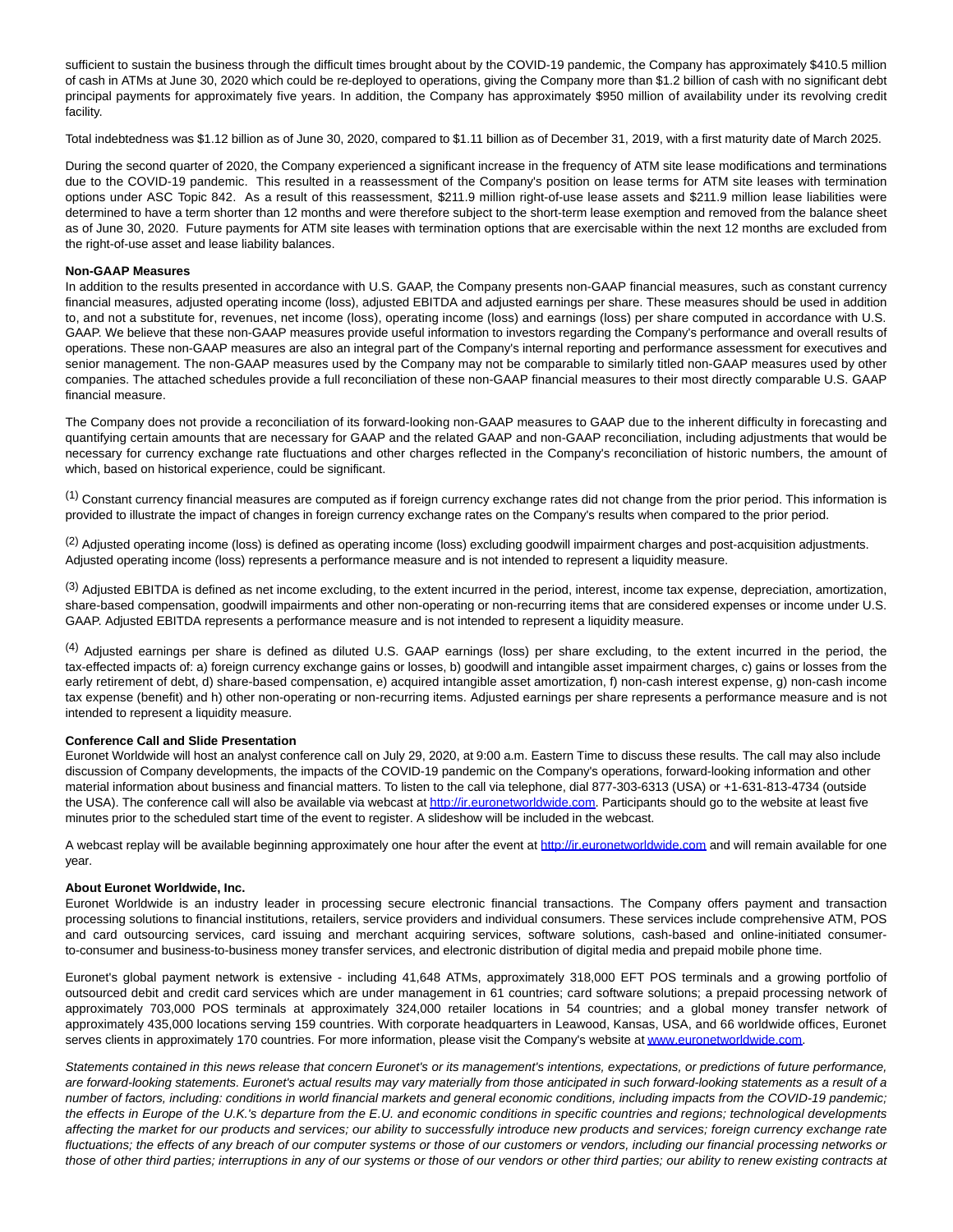sufficient to sustain the business through the difficult times brought about by the COVID-19 pandemic, the Company has approximately $410.5 million of cash in ATMs at June 30, 2020 which could be re-deployed to operations, giving the Company more than $1.2 billion of cash with no significant debt principal payments for approximately five years. In addition, the Company has approximately $950 million of availability under its revolving credit facility.

Total indebtedness was $1.12 billion as of June 30, 2020, compared to $1.11 billion as of December 31, 2019, with a first maturity date of March 2025.

During the second quarter of 2020, the Company experienced a significant increase in the frequency of ATM site lease modifications and terminations due to the COVID-19 pandemic. This resulted in a reassessment of the Company's position on lease terms for ATM site leases with termination options under ASC Topic 842. As a result of this reassessment, $211.9 million right-of-use lease assets and $211.9 million lease liabilities were determined to have a term shorter than 12 months and were therefore subject to the short-term lease exemption and removed from the balance sheet as of June 30, 2020. Future payments for ATM site leases with termination options that are exercisable within the next 12 months are excluded from the right-of-use asset and lease liability balances.

**Non-GAAP Measures**

In addition to the results presented in accordance with U.S. GAAP, the Company presents non-GAAP financial measures, such as constant currency financial measures, adjusted operating income (loss), adjusted EBITDA and adjusted earnings per share. These measures should be used in addition to, and not a substitute for, revenues, net income (loss), operating income (loss) and earnings (loss) per share computed in accordance with U.S. GAAP. We believe that these non-GAAP measures provide useful information to investors regarding the Company's performance and overall results of operations. These non-GAAP measures are also an integral part of the Company's internal reporting and performance assessment for executives and senior management. The non-GAAP measures used by the Company may not be comparable to similarly titled non-GAAP measures used by other companies. The attached schedules provide a full reconciliation of these non-GAAP financial measures to their most directly comparable U.S. GAAP financial measure.

The Company does not provide a reconciliation of its forward-looking non-GAAP measures to GAAP due to the inherent difficulty in forecasting and quantifying certain amounts that are necessary for GAAP and the related GAAP and non-GAAP reconciliation, including adjustments that would be necessary for currency exchange rate fluctuations and other charges reflected in the Company's reconciliation of historic numbers, the amount of which, based on historical experience, could be significant.

(1) Constant currency financial measures are computed as if foreign currency exchange rates did not change from the prior period. This information is provided to illustrate the impact of changes in foreign currency exchange rates on the Company's results when compared to the prior period.

(2) Adjusted operating income (loss) is defined as operating income (loss) excluding goodwill impairment charges and post-acquisition adjustments. Adjusted operating income (loss) represents a performance measure and is not intended to represent a liquidity measure.

(3) Adjusted EBITDA is defined as net income excluding, to the extent incurred in the period, interest, income tax expense, depreciation, amortization, share-based compensation, goodwill impairments and other non-operating or non-recurring items that are considered expenses or income under U.S. GAAP. Adjusted EBITDA represents a performance measure and is not intended to represent a liquidity measure.

(4) Adjusted earnings per share is defined as diluted U.S. GAAP earnings (loss) per share excluding, to the extent incurred in the period, the tax-effected impacts of: a) foreign currency exchange gains or losses, b) goodwill and intangible asset impairment charges, c) gains or losses from the early retirement of debt, d) share-based compensation, e) acquired intangible asset amortization, f) non-cash interest expense, g) non-cash income tax expense (benefit) and h) other non-operating or non-recurring items. Adjusted earnings per share represents a performance measure and is not intended to represent a liquidity measure.

**Conference Call and Slide Presentation**

Euronet Worldwide will host an analyst conference call on July 29, 2020, at 9:00 a.m. Eastern Time to discuss these results. The call may also include discussion of Company developments, the impacts of the COVID-19 pandemic on the Company's operations, forward-looking information and other material information about business and financial matters. To listen to the call via telephone, dial 877-303-6313 (USA) or +1-631-813-4734 (outside the USA). The conference call will also be available via webcast at http://ir.euronetworldwide.com. Participants should go to the website at least five minutes prior to the scheduled start time of the event to register. A slideshow will be included in the webcast.

A webcast replay will be available beginning approximately one hour after the event at http://ir.euronetworldwide.com and will remain available for one year.

**About Euronet Worldwide, Inc.**

Euronet Worldwide is an industry leader in processing secure electronic financial transactions. The Company offers payment and transaction processing solutions to financial institutions, retailers, service providers and individual consumers. These services include comprehensive ATM, POS and card outsourcing services, card issuing and merchant acquiring services, software solutions, cash-based and online-initiated consumer-to-consumer and business-to-business money transfer services, and electronic distribution of digital media and prepaid mobile phone time.

Euronet's global payment network is extensive - including 41,648 ATMs, approximately 318,000 EFT POS terminals and a growing portfolio of outsourced debit and credit card services which are under management in 61 countries; card software solutions; a prepaid processing network of approximately 703,000 POS terminals at approximately 324,000 retailer locations in 54 countries; and a global money transfer network of approximately 435,000 locations serving 159 countries. With corporate headquarters in Leawood, Kansas, USA, and 66 worldwide offices, Euronet serves clients in approximately 170 countries. For more information, please visit the Company's website at www.euronetworldwide.com.

*Statements contained in this news release that concern Euronet's or its management's intentions, expectations, or predictions of future performance, are forward-looking statements. Euronet's actual results may vary materially from those anticipated in such forward-looking statements as a result of a number of factors, including: conditions in world financial markets and general economic conditions, including impacts from the COVID-19 pandemic; the effects in Europe of the U.K.'s departure from the E.U. and economic conditions in specific countries and regions; technological developments affecting the market for our products and services; our ability to successfully introduce new products and services; foreign currency exchange rate fluctuations; the effects of any breach of our computer systems or those of our customers or vendors, including our financial processing networks or those of other third parties; interruptions in any of our systems or those of our vendors or other third parties; our ability to renew existing contracts at*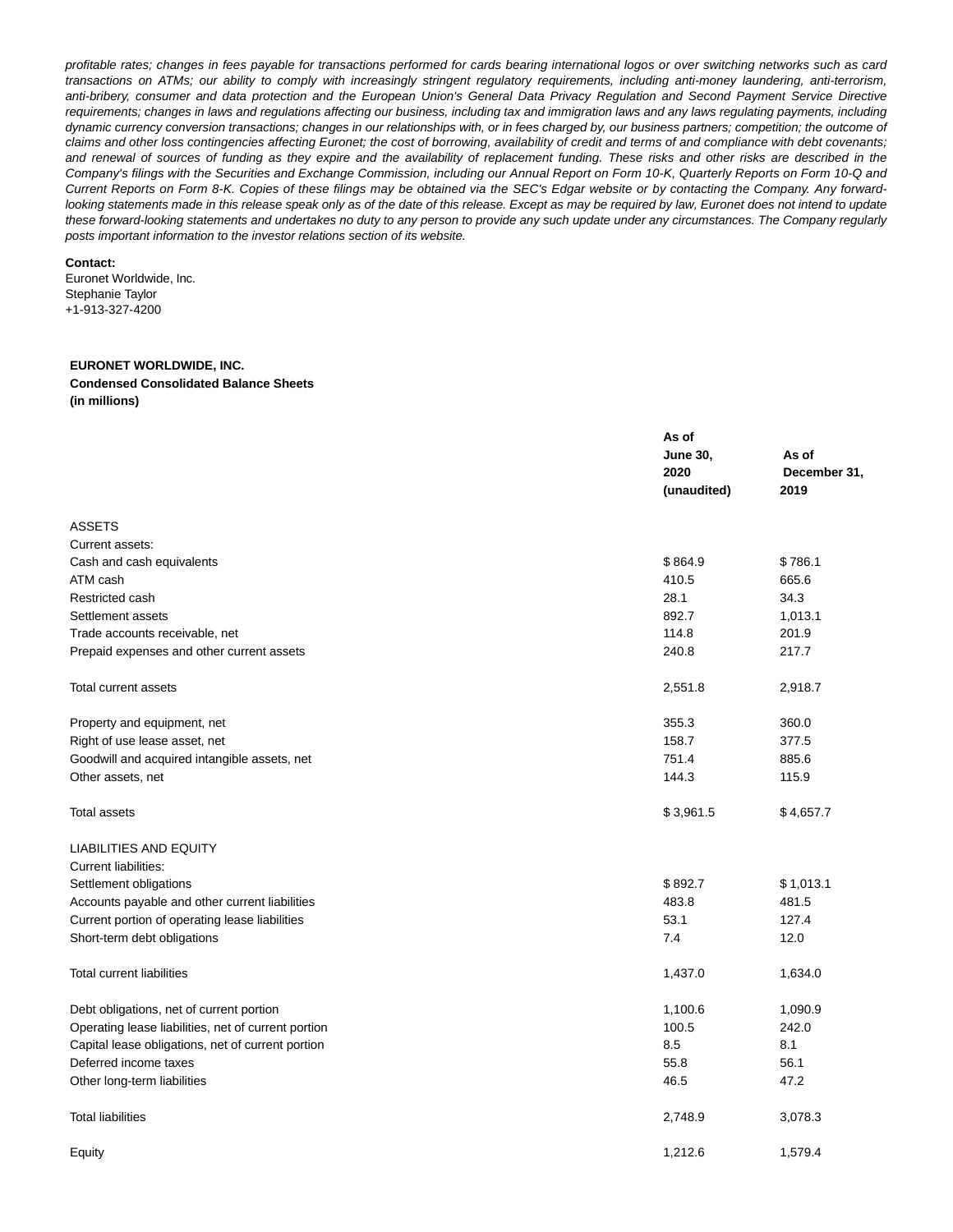*profitable rates; changes in fees payable for transactions performed for cards bearing international logos or over switching networks such as card transactions on ATMs; our ability to comply with increasingly stringent regulatory requirements, including anti-money laundering, anti-terrorism, anti-bribery, consumer and data protection and the European Union's General Data Privacy Regulation and Second Payment Service Directive requirements; changes in laws and regulations affecting our business, including tax and immigration laws and any laws regulating payments, including dynamic currency conversion transactions; changes in our relationships with, or in fees charged by, our business partners; competition; the outcome of claims and other loss contingencies affecting Euronet; the cost of borrowing, availability of credit and terms of and compliance with debt covenants; and renewal of sources of funding as they expire and the availability of replacement funding. These risks and other risks are described in the Company's filings with the Securities and Exchange Commission, including our Annual Report on Form 10-K, Quarterly Reports on Form 10-Q and Current Reports on Form 8-K. Copies of these filings may be obtained via the SEC's Edgar website or by contacting the Company. Any forward-looking statements made in this release speak only as of the date of this release. Except as may be required by law, Euronet does not intend to update these forward-looking statements and undertakes no duty to any person to provide any such update under any circumstances. The Company regularly posts important information to the investor relations section of its website.*

**Contact:**
Euronet Worldwide, Inc.
Stephanie Taylor
+1-913-327-4200

**EURONET WORLDWIDE, INC.**
**Condensed Consolidated Balance Sheets**
**(in millions)**

| | **As of June 30, 2020 (unaudited)** | **As of December 31, 2019** |
|---|---|---|
| ASSETS | | |
| Current assets: | | |
| Cash and cash equivalents | $ 864.9 | $ 786.1 |
| ATM cash | 410.5 | 665.6 |
| Restricted cash | 28.1 | 34.3 |
| Settlement assets | 892.7 | 1,013.1 |
| Trade accounts receivable, net | 114.8 | 201.9 |
| Prepaid expenses and other current assets | 240.8 | 217.7 |
| Total current assets | 2,551.8 | 2,918.7 |
| Property and equipment, net | 355.3 | 360.0 |
| Right of use lease asset, net | 158.7 | 377.5 |
| Goodwill and acquired intangible assets, net | 751.4 | 885.6 |
| Other assets, net | 144.3 | 115.9 |
| Total assets | $ 3,961.5 | $ 4,657.7 |
| LIABILITIES AND EQUITY | | |
| Current liabilities: | | |
| Settlement obligations | $ 892.7 | $ 1,013.1 |
| Accounts payable and other current liabilities | 483.8 | 481.5 |
| Current portion of operating lease liabilities | 53.1 | 127.4 |
| Short-term debt obligations | 7.4 | 12.0 |
| Total current liabilities | 1,437.0 | 1,634.0 |
| Debt obligations, net of current portion | 1,100.6 | 1,090.9 |
| Operating lease liabilities, net of current portion | 100.5 | 242.0 |
| Capital lease obligations, net of current portion | 8.5 | 8.1 |
| Deferred income taxes | 55.8 | 56.1 |
| Other long-term liabilities | 46.5 | 47.2 |
| Total liabilities | 2,748.9 | 3,078.3 |
| Equity | 1,212.6 | 1,579.4 |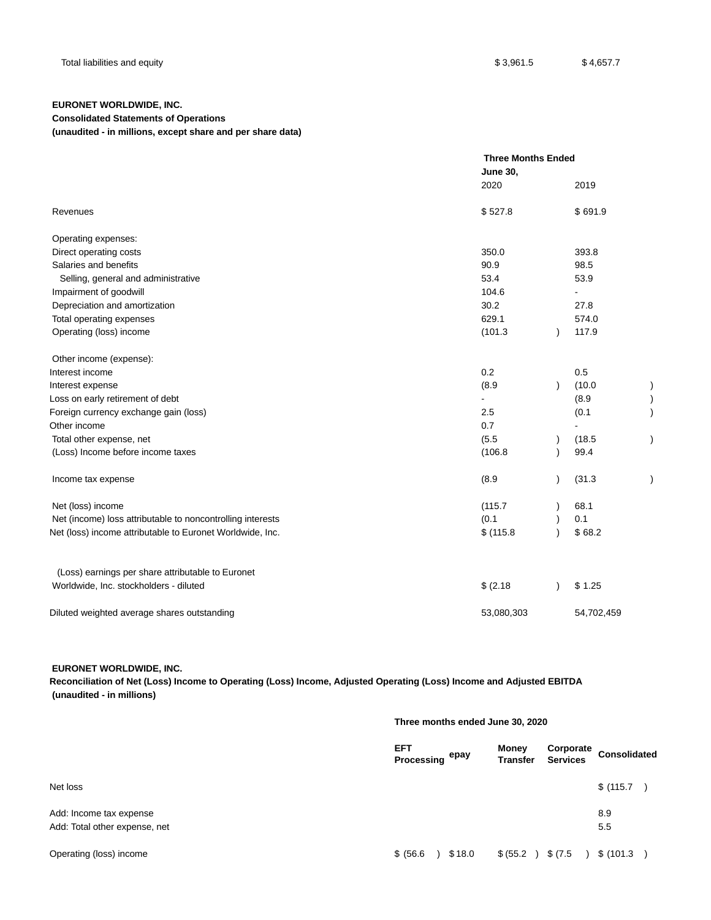| Total liabilities and equity | $ 3,961.5 | $ 4,657.7 |
|---|---|---|

**EURONET WORLDWIDE, INC.**
**Consolidated Statements of Operations**
**(unaudited - in millions, except share and per share data)**

| | Three Months Ended June 30, | |
|---|---|---|
| | 2020 | 2019 |
| Revenues | $ 527.8 | $ 691.9 |
| Operating expenses: | | |
| Direct operating costs | 350.0 | 393.8 |
| Salaries and benefits | 90.9 | 98.5 |
| Selling, general and administrative | 53.4 | 53.9 |
| Impairment of goodwill | 104.6 | - |
| Depreciation and amortization | 30.2 | 27.8 |
| Total operating expenses | 629.1 | 574.0 |
| Operating (loss) income | (101.3) | 117.9 |
| Other income (expense): | | |
| Interest income | 0.2 | 0.5 |
| Interest expense | (8.9) | (10.0) |
| Loss on early retirement of debt | - | (8.9) |
| Foreign currency exchange gain (loss) | 2.5 | (0.1) |
| Other income | 0.7 | - |
| Total other expense, net | (5.5) | (18.5) |
| (Loss) Income before income taxes | (106.8) | 99.4 |
| Income tax expense | (8.9) | (31.3) |
| Net (loss) income | (115.7) | 68.1 |
| Net (income) loss attributable to noncontrolling interests | (0.1) | 0.1 |
| Net (loss) income attributable to Euronet Worldwide, Inc. | $ (115.8) | $ 68.2 |
| (Loss) earnings per share attributable to Euronet Worldwide, Inc. stockholders - diluted | $ (2.18) | $ 1.25 |
| Diluted weighted average shares outstanding | 53,080,303 | 54,702,459 |

**EURONET WORLDWIDE, INC.**
**Reconciliation of Net (Loss) Income to Operating (Loss) Income, Adjusted Operating (Loss) Income and Adjusted EBITDA**
**(unaudited - in millions)**

| | Three months ended June 30, 2020 | | | | |
|---|---|---|---|---|---|
| | EFT Processing | epay | Money Transfer | Corporate Services | Consolidated |
| Net loss | | | | | $ (115.7) |
| Add: Income tax expense | | | | | 8.9 |
| Add: Total other expense, net | | | | | 5.5 |
| Operating (loss) income | $ (56.6) | $ 18.0 | $ (55.2) | $ (7.5) | $ (101.3) |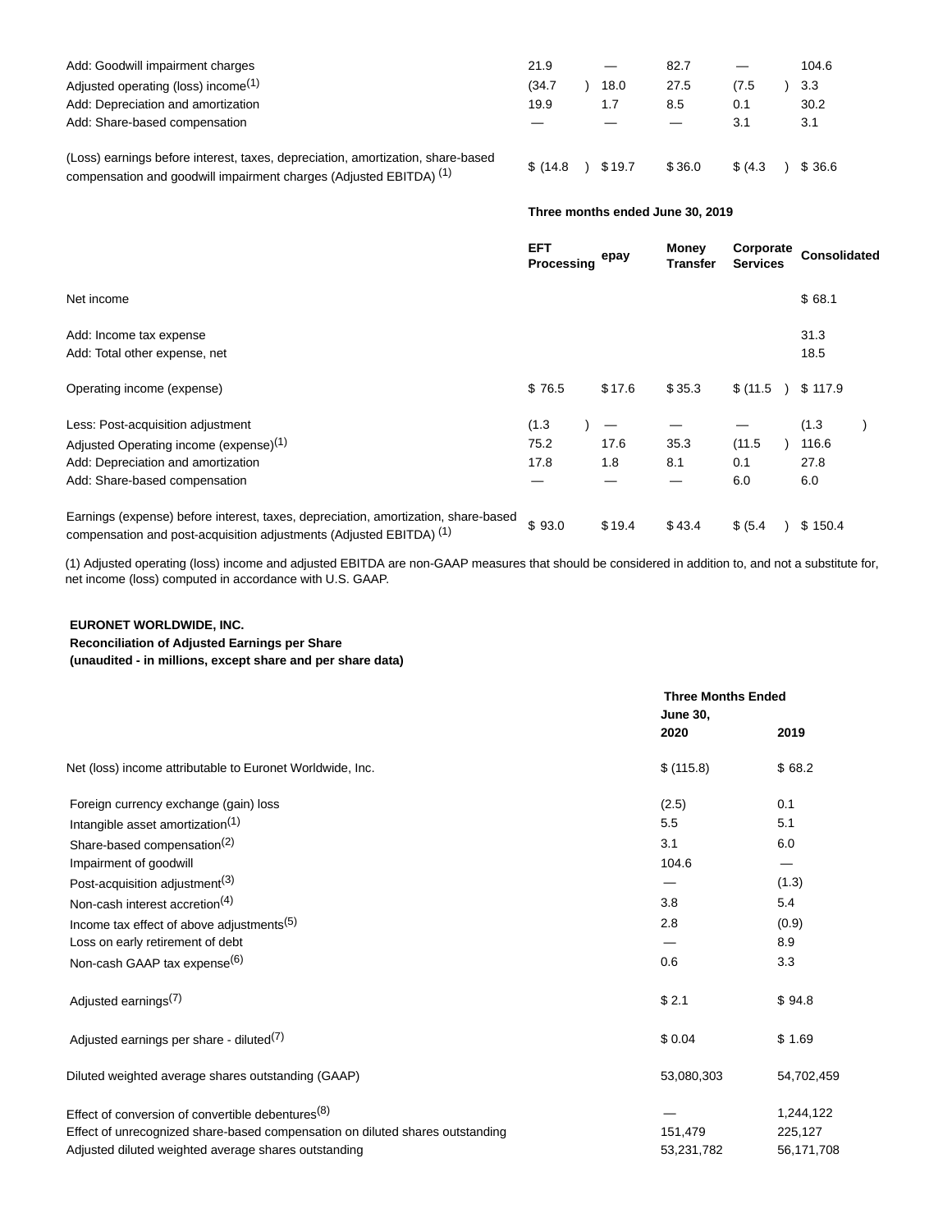| | EFT Processing | epay | Money Transfer | Corporate Services | Consolidated |
|---|---|---|---|---|---|
| Add: Goodwill impairment charges | 21.9 | — | 82.7 | — | 104.6 |
| Adjusted operating (loss) income[1] | (34.7) | 18.0 | 27.5 | (7.5) | 3.3 |
| Add: Depreciation and amortization | 19.9 | 1.7 | 8.5 | 0.1 | 30.2 |
| Add: Share-based compensation | — | — | — | 3.1 | 3.1 |
| (Loss) earnings before interest, taxes, depreciation, amortization, share-based compensation and goodwill impairment charges (Adjusted EBITDA) [1] | $ (14.8) | $ 19.7 | $ 36.0 | $ (4.3) | $ 36.6 |

**Three months ended June 30, 2019**

| | EFT Processing | epay | Money Transfer | Corporate Services | Consolidated |
|---|---|---|---|---|---|
| Net income | | | | | $ 68.1 |
| Add: Income tax expense | | | | | 31.3 |
| Add: Total other expense, net | | | | | 18.5 |
| Operating income (expense) | $ 76.5 | $ 17.6 | $ 35.3 | $ (11.5) | $ 117.9 |
| Less: Post-acquisition adjustment | (1.3) | — | — | — | (1.3) |
| Adjusted Operating income (expense)[1] | 75.2 | 17.6 | 35.3 | (11.5) | 116.6 |
| Add: Depreciation and amortization | 17.8 | 1.8 | 8.1 | 0.1 | 27.8 |
| Add: Share-based compensation | — | — | — | 6.0 | 6.0 |
| Earnings (expense) before interest, taxes, depreciation, amortization, share-based compensation and post-acquisition adjustments (Adjusted EBITDA) [1] | $ 93.0 | $ 19.4 | $ 43.4 | $ (5.4) | $ 150.4 |

(1) Adjusted operating (loss) income and adjusted EBITDA are non-GAAP measures that should be considered in addition to, and not a substitute for, net income (loss) computed in accordance with U.S. GAAP.

**EURONET WORLDWIDE, INC.**
**Reconciliation of Adjusted Earnings per Share**
**(unaudited - in millions, except share and per share data)**

| | Three Months Ended June 30, 2020 | 2019 |
|---|---|---|
| Net (loss) income attributable to Euronet Worldwide, Inc. | $ (115.8) | $ 68.2 |
| Foreign currency exchange (gain) loss | (2.5) | 0.1 |
| Intangible asset amortization[1] | 5.5 | 5.1 |
| Share-based compensation[2] | 3.1 | 6.0 |
| Impairment of goodwill | 104.6 | — |
| Post-acquisition adjustment[3] | — | (1.3) |
| Non-cash interest accretion[4] | 3.8 | 5.4 |
| Income tax effect of above adjustments[5] | 2.8 | (0.9) |
| Loss on early retirement of debt | — | 8.9 |
| Non-cash GAAP tax expense[6] | 0.6 | 3.3 |
| Adjusted earnings[7] | $ 2.1 | $ 94.8 |
| Adjusted earnings per share - diluted[7] | $ 0.04 | $ 1.69 |
| Diluted weighted average shares outstanding (GAAP) | 53,080,303 | 54,702,459 |
| Effect of conversion of convertible debentures[8] | — | 1,244,122 |
| Effect of unrecognized share-based compensation on diluted shares outstanding | 151,479 | 225,127 |
| Adjusted diluted weighted average shares outstanding | 53,231,782 | 56,171,708 |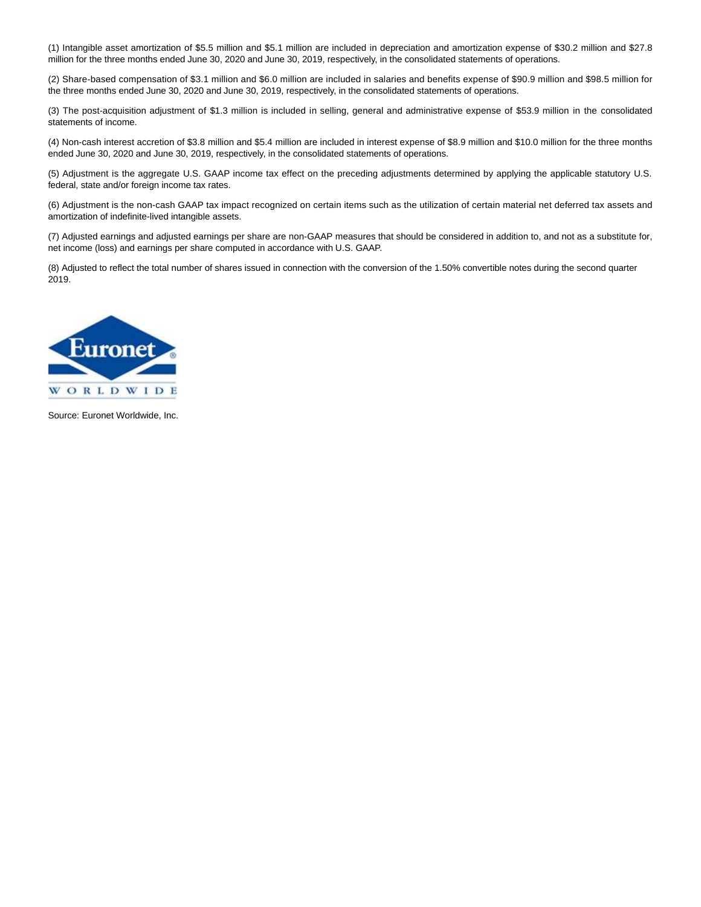(1) Intangible asset amortization of $5.5 million and $5.1 million are included in depreciation and amortization expense of $30.2 million and $27.8 million for the three months ended June 30, 2020 and June 30, 2019, respectively, in the consolidated statements of operations.

(2) Share-based compensation of $3.1 million and $6.0 million are included in salaries and benefits expense of $90.9 million and $98.5 million for the three months ended June 30, 2020 and June 30, 2019, respectively, in the consolidated statements of operations.

(3) The post-acquisition adjustment of $1.3 million is included in selling, general and administrative expense of $53.9 million in the consolidated statements of income.

(4) Non-cash interest accretion of $3.8 million and $5.4 million are included in interest expense of $8.9 million and $10.0 million for the three months ended June 30, 2020 and June 30, 2019, respectively, in the consolidated statements of operations.

(5) Adjustment is the aggregate U.S. GAAP income tax effect on the preceding adjustments determined by applying the applicable statutory U.S. federal, state and/or foreign income tax rates.

(6) Adjustment is the non-cash GAAP tax impact recognized on certain items such as the utilization of certain material net deferred tax assets and amortization of indefinite-lived intangible assets.

(7) Adjusted earnings and adjusted earnings per share are non-GAAP measures that should be considered in addition to, and not as a substitute for, net income (loss) and earnings per share computed in accordance with U.S. GAAP.

(8) Adjusted to reflect the total number of shares issued in connection with the conversion of the 1.50% convertible notes during the second quarter 2019.

Euronet WORLDWIDE

Source: Euronet Worldwide, Inc.